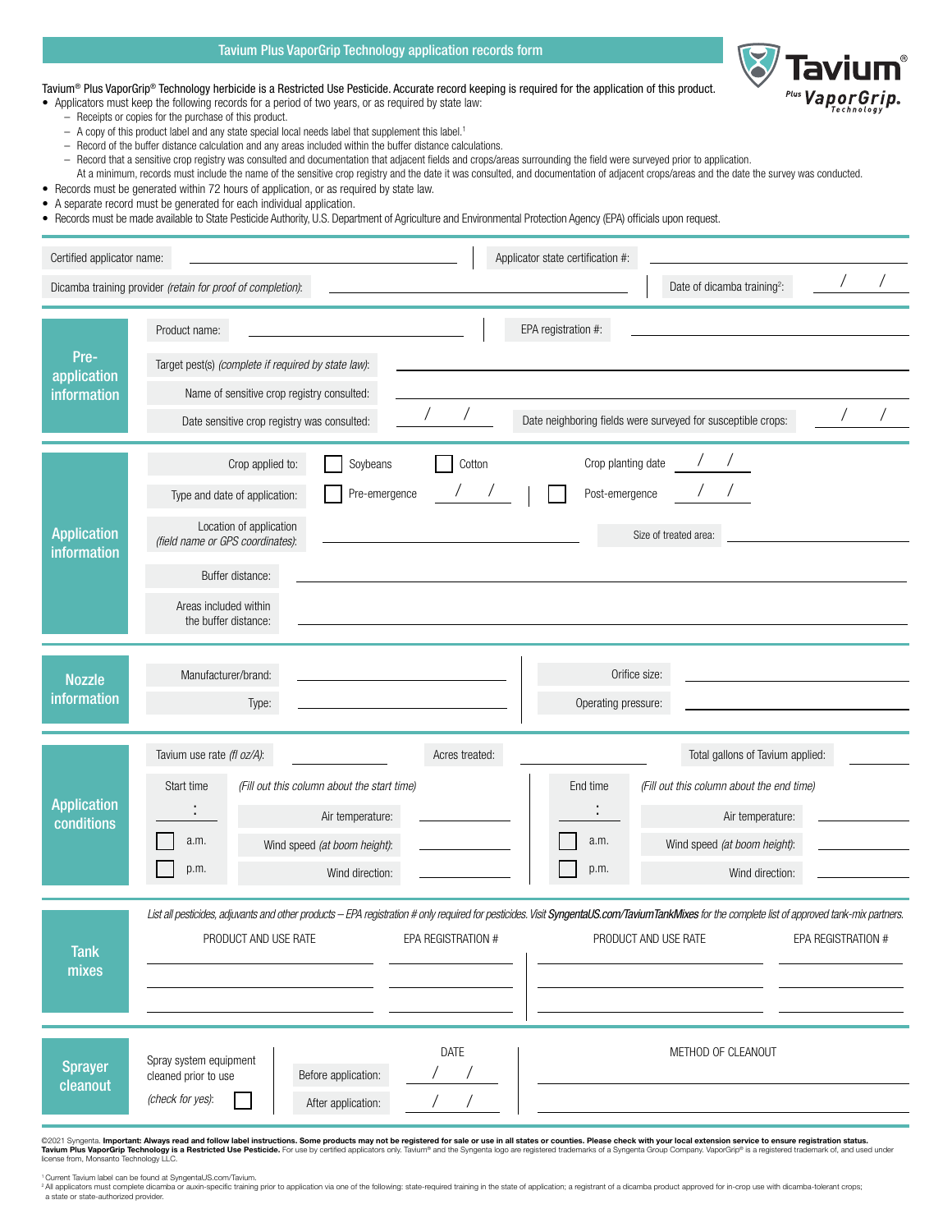# Tavium Plus VaporGrip Technology application records form

Tavium® Plus VaporGrip® Technology herbicide is a Restricted Use Pesticide. Accurate record keeping is required for the application of this product.

- Applicators must keep the following records for a period of two years, or as required by state law:
  - Receipts or copies for the purchase of this product.
  - A copy of this product label and any state special local needs label that supplement this label.[1]
  - Record of the buffer distance calculation and any areas included within the buffer distance calculations.
  - Record that a sensitive crop registry was consulted and documentation that adjacent fields and crops/areas surrounding the field were surveyed prior to application. At a minimum, records must include the name of the sensitive crop registry and the date it was consulted, and documentation of adjacent crops/areas and the date the survey was conducted.
- Records must be generated within 72 hours of application, or as required by state law.
- A separate record must be generated for each individual application.
- Records must be made available to State Pesticide Authority, U.S. Department of Agriculture and Environmental Protection Agency (EPA) officials upon request.

Certified applicator name: ____________________ Applicator state certification #: ____________________

Dicamba training provider *(retain for proof of completion)*: ____________________ Date of dicamba training[2]: ___/___/___

## Pre-application information

Product name: ____________________ EPA registration #: ____________________

Target pest(s) *(complete if required by state law)*: ____________________

Name of sensitive crop registry consulted: ____________________

Date sensitive crop registry was consulted: ___/___/___ Date neighboring fields were surveyed for susceptible crops: ___/___/___

## Application information

Crop applied to: ☐ Soybeans ☐ Cotton Crop planting date ___/___/___

Type and date of application: ☐ Pre-emergence ___/___/___ ☐ Post-emergence ___/___/___

Location of application *(field name or GPS coordinates)*: ____________________ Size of treated area: ____________________

Buffer distance: ____________________

Areas included within the buffer distance: ____________________

## Nozzle information

Manufacturer/brand: ____________________ Orifice size: ____________________

Type: ____________________ Operating pressure: ____________________

## Application conditions

Tavium use rate *(fl oz/A)*: __________ Acres treated: __________ Total gallons of Tavium applied: __________

| Start time | *(Fill out this column about the start time)* | | End time | *(Fill out this column about the end time)* | |
|---|---|---|---|---|---|
| ___ : ___ | Air temperature: | | ___ : ___ | Air temperature: | |
| ☐ a.m. | Wind speed *(at boom height)*: | | ☐ a.m. | Wind speed *(at boom height)*: | |
| ☐ p.m. | Wind direction: | | ☐ p.m. | Wind direction: | |

## Tank mixes

*List all pesticides, adjuvants and other products – EPA registration # only required for pesticides. Visit **SyngentaUS.com/TaviumTankMixes** for the complete list of approved tank-mix partners.*

| PRODUCT AND USE RATE | EPA REGISTRATION # | PRODUCT AND USE RATE | EPA REGISTRATION # |
|---|---|---|---|
| | | | |
| | | | |
| | | | |

## Sprayer cleanout

| Spray system equipment cleaned prior to use *(check for yes)*: ☐ | | DATE | METHOD OF CLEANOUT |
|---|---|---|---|
| | Before application: | ___/___/___ | |
| | After application: | ___/___/___ | |

©2021 Syngenta. **Important: Always read and follow label instructions. Some products may not be registered for sale or use in all states or counties. Please check with your local extension service to ensure registration status. Tavium Plus VaporGrip Technology is a Restricted Use Pesticide.** For use by certified applicators only. Tavium® and the Syngenta logo are registered trademarks of a Syngenta Group Company. VaporGrip® is a registered trademark of, and used under license from, Monsanto Technology LLC.

[1] Current Tavium label can be found at SyngentaUS.com/Tavium.

[2] All applicators must complete dicamba or auxin-specific training prior to application via one of the following: state-required training in the state of application; a registrant of a dicamba product approved for in-crop use with dicamba-tolerant crops; a state or state-authorized provider.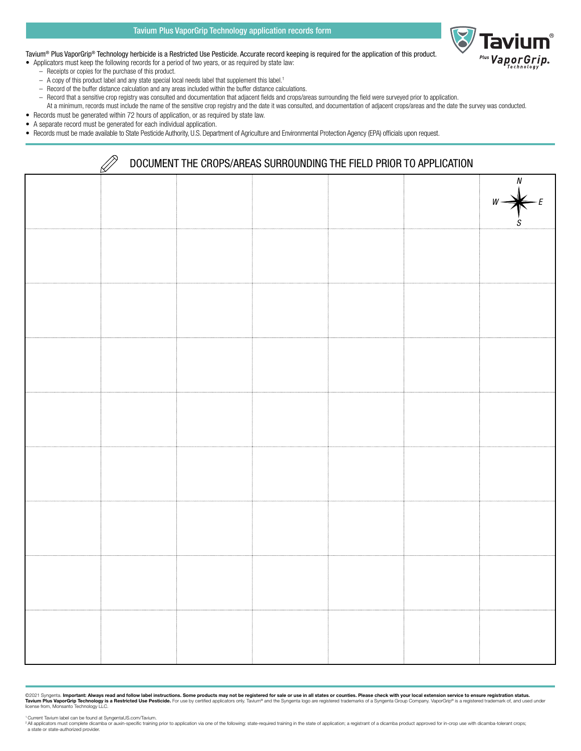## Tavium Plus VaporGrip Technology application records form

Tavium® Plus VaporGrip® Technology herbicide is a Restricted Use Pesticide. Accurate record keeping is required for the application of this product.

- Applicators must keep the following records for a period of two years, or as required by state law:
  - Receipts or copies for the purchase of this product.
  - A copy of this product label and any state special local needs label that supplement this label.[1]
  - Record of the buffer distance calculation and any areas included within the buffer distance calculations.
  - Record that a sensitive crop registry was consulted and documentation that adjacent fields and crops/areas surrounding the field were surveyed prior to application. At a minimum, records must include the name of the sensitive crop registry and the date it was consulted, and documentation of adjacent crops/areas and the date the survey was conducted.
- Records must be generated within 72 hours of application, or as required by state law.
- A separate record must be generated for each individual application.
- Records must be made available to State Pesticide Authority, U.S. Department of Agriculture and Environmental Protection Agency (EPA) officials upon request.

### DOCUMENT THE CROPS/AREAS SURROUNDING THE FIELD PRIOR TO APPLICATION

| | | | | | | |
|---|---|---|---|---|---|---|
| | | | | | | N W E S |
| | | | | | | |
| | | | | | | |
| | | | | | | |
| | | | | | | |
| | | | | | | |
| | | | | | | |
| | | | | | | |
| | | | | | | |

©2021 Syngenta. **Important: Always read and follow label instructions. Some products may not be registered for sale or use in all states or counties. Please check with your local extension service to ensure registration status. Tavium Plus VaporGrip Technology is a Restricted Use Pesticide.** For use by certified applicators only. Tavium® and the Syngenta logo are registered trademarks of a Syngenta Group Company. VaporGrip® is a registered trademark of, and used under license from, Monsanto Technology LLC.

[1] Current Tavium label can be found at SyngentaUS.com/Tavium.

[2] All applicators must complete dicamba or auxin-specific training prior to application via one of the following: state-required training in the state of application; a registrant of a dicamba product approved for in-crop use with dicamba-tolerant crops; a state or state-authorized provider.